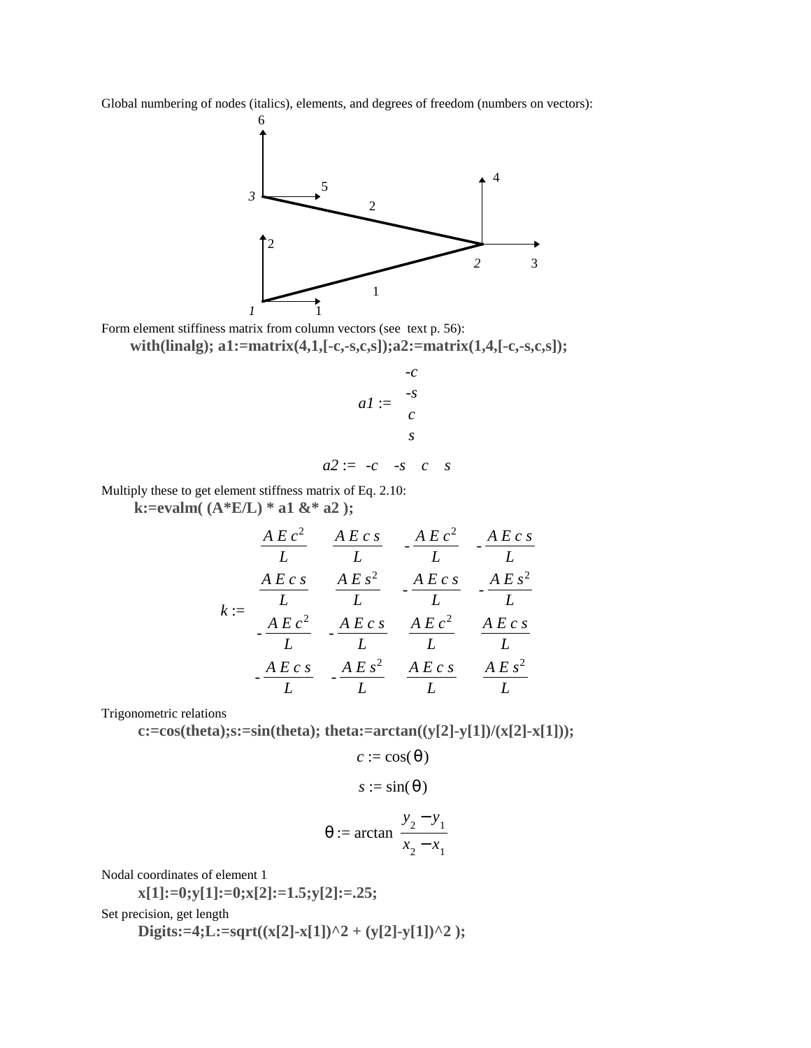Global numbering of nodes (italics), elements, and degrees of freedom (numbers on vectors):

Form element stiffness matrix from column vectors (see text p. 56):

```
with(linalg); a1:=matrix(4,1,[-c,-s,c,s]);a2:=matrix(1,4,[-c,-s,c,s]);
```

$$a1 := \begin{bmatrix} -c \\ -s \\ c \\ s \end{bmatrix}$$

$$a2 := \begin{bmatrix} -c & -s & c & s \end{bmatrix}$$

Multiply these to get element stiffness matrix of Eq. 2.10:

```
k:=evalm( (A*E/L) * a1 &* a2 );
```

$$k := \begin{bmatrix} \frac{A\,E\,c^2}{L} & \frac{A\,E\,c\,s}{L} & -\frac{A\,E\,c^2}{L} & -\frac{A\,E\,c\,s}{L} \\ \frac{A\,E\,c\,s}{L} & \frac{A\,E\,s^2}{L} & -\frac{A\,E\,c\,s}{L} & -\frac{A\,E\,s^2}{L} \\ -\frac{A\,E\,c^2}{L} & -\frac{A\,E\,c\,s}{L} & \frac{A\,E\,c^2}{L} & \frac{A\,E\,c\,s}{L} \\ -\frac{A\,E\,c\,s}{L} & -\frac{A\,E\,s^2}{L} & \frac{A\,E\,c\,s}{L} & \frac{A\,E\,s^2}{L} \end{bmatrix}$$

Trigonometric relations

```
c:=cos(theta);s:=sin(theta); theta:=arctan((y[2]-y[1])/(x[2]-x[1]));
```

$$c := \cos(\theta)$$

$$s := \sin(\theta)$$

$$\theta := \arctan\left(\frac{y_2 - y_1}{x_2 - x_1}\right)$$

Nodal coordinates of element 1

```
x[1]:=0;y[1]:=0;x[2]:=1.5;y[2]:=.25;
```

Set precision, get length

```
Digits:=4;L:=sqrt((x[2]-x[1])^2 + (y[2]-y[1])^2 );
```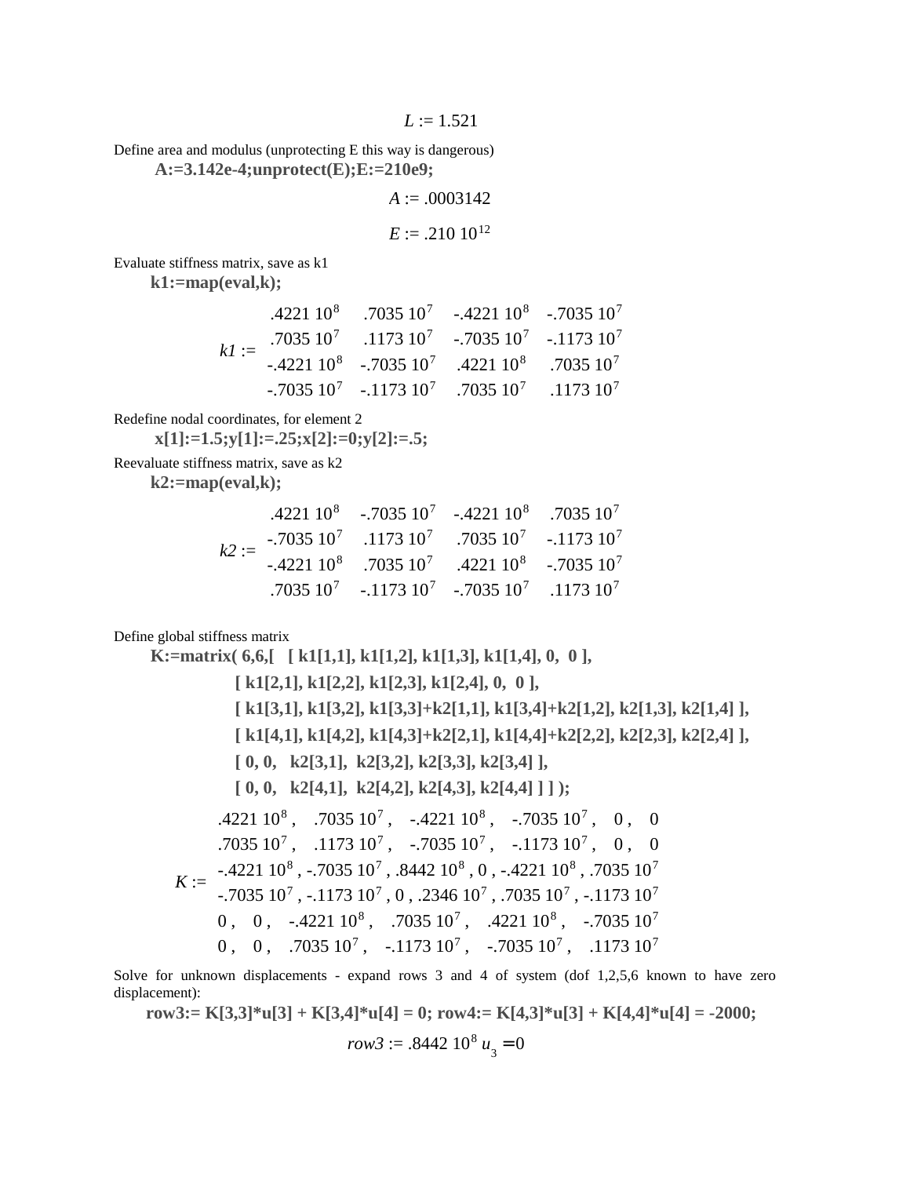$$L := 1.521$$

Define area and modulus (unprotecting E this way is dangerous)

```
A:=3.142e-4;unprotect(E);E:=210e9;
```

$$A := .0003142$$

$$E := .210\ 10^{12}$$

Evaluate stiffness matrix, save as k1

```
k1:=map(eval,k);
```

$$k1 := \begin{bmatrix} .4221\ 10^8 & .7035\ 10^7 & -.4221\ 10^8 & -.7035\ 10^7 \\ .7035\ 10^7 & .1173\ 10^7 & -.7035\ 10^7 & -.1173\ 10^7 \\ -.4221\ 10^8 & -.7035\ 10^7 & .4221\ 10^8 & .7035\ 10^7 \\ -.7035\ 10^7 & -.1173\ 10^7 & .7035\ 10^7 & .1173\ 10^7 \end{bmatrix}$$

Redefine nodal coordinates, for element 2

```
x[1]:=1.5;y[1]:=.25;x[2]:=0;y[2]:=.5;
```

Reevaluate stiffness matrix, save as k2

```
k2:=map(eval,k);
```

$$k2 := \begin{bmatrix} .4221\ 10^8 & -.7035\ 10^7 & -.4221\ 10^8 & .7035\ 10^7 \\ -.7035\ 10^7 & .1173\ 10^7 & .7035\ 10^7 & -.1173\ 10^7 \\ -.4221\ 10^8 & .7035\ 10^7 & .4221\ 10^8 & -.7035\ 10^7 \\ .7035\ 10^7 & -.1173\ 10^7 & -.7035\ 10^7 & .1173\ 10^7 \end{bmatrix}$$

Define global stiffness matrix

```
K:=matrix( 6,6,[   [ k1[1,1], k1[1,2], k1[1,3], k1[1,4], 0,  0 ],
      [ k1[2,1], k1[2,2], k1[2,3], k1[2,4], 0,  0 ],
      [ k1[3,1], k1[3,2], k1[3,3]+k2[1,1], k1[3,4]+k2[1,2], k2[1,3], k2[1,4] ],
      [ k1[4,1], k1[4,2], k1[4,3]+k2[2,1], k1[4,4]+k2[2,2], k2[2,3], k2[2,4] ],
      [ 0, 0,   k2[3,1],  k2[3,2], k2[3,3], k2[3,4] ],
      [ 0, 0,   k2[4,1],  k2[4,2], k2[4,3], k2[4,4] ] ] );
```

$$K := \begin{bmatrix} .4221\ 10^8, & .7035\ 10^7, & -.4221\ 10^8, & -.7035\ 10^7, & 0, & 0 \\ .7035\ 10^7, & .1173\ 10^7, & -.7035\ 10^7, & -.1173\ 10^7, & 0, & 0 \\ -.4221\ 10^8, & -.7035\ 10^7, & .8442\ 10^8, & 0, & -.4221\ 10^8, & .7035\ 10^7 \\ -.7035\ 10^7, & -.1173\ 10^7, & 0, & .2346\ 10^7, & .7035\ 10^7, & -.1173\ 10^7 \\ 0, & 0, & -.4221\ 10^8, & .7035\ 10^7, & .4221\ 10^8, & -.7035\ 10^7 \\ 0, & 0, & .7035\ 10^7, & -.1173\ 10^7, & -.7035\ 10^7, & .1173\ 10^7 \end{bmatrix}$$

Solve for unknown displacements - expand rows 3 and 4 of system (dof 1,2,5,6 known to have zero displacement):

```
row3:= K[3,3]*u[3] + K[3,4]*u[4] = 0; row4:= K[4,3]*u[3] + K[4,4]*u[4] = -2000;
```

$$row3 := .8442\ 10^8\ u_3 = 0$$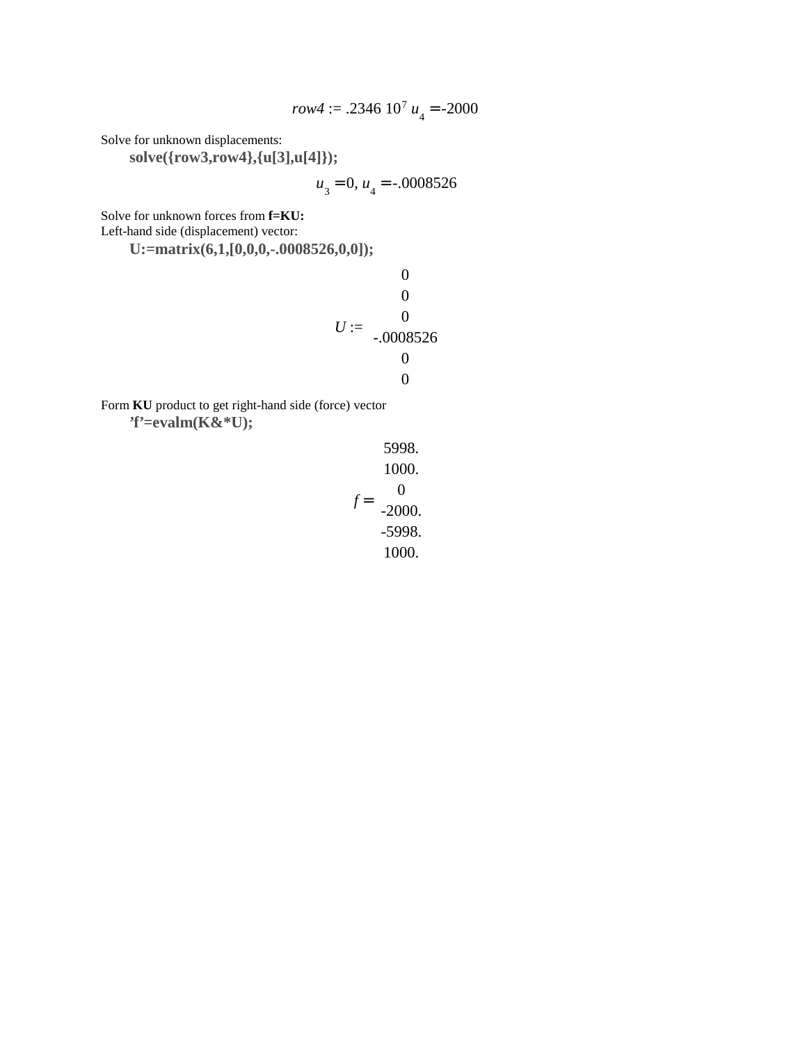$$row4 := .2346\ 10^7\ u_4 = -2000$$

Solve for unknown displacements:

```
solve({row3,row4},{u[3],u[4]});
```

$$u_3 = 0,\ u_4 = -.0008526$$

Solve for unknown forces from **f=KU:**
Left-hand side (displacement) vector:

```
U:=matrix(6,1,[0,0,0,-.0008526,0,0]);
```

$$U := \begin{bmatrix} 0 \\ 0 \\ 0 \\ -.0008526 \\ 0 \\ 0 \end{bmatrix}$$

Form **KU** product to get right-hand side (force) vector

```
'f'=evalm(K&*U);
```

$$f = \begin{bmatrix} 5998. \\ 1000. \\ 0 \\ -2000. \\ -5998. \\ 1000. \end{bmatrix}$$